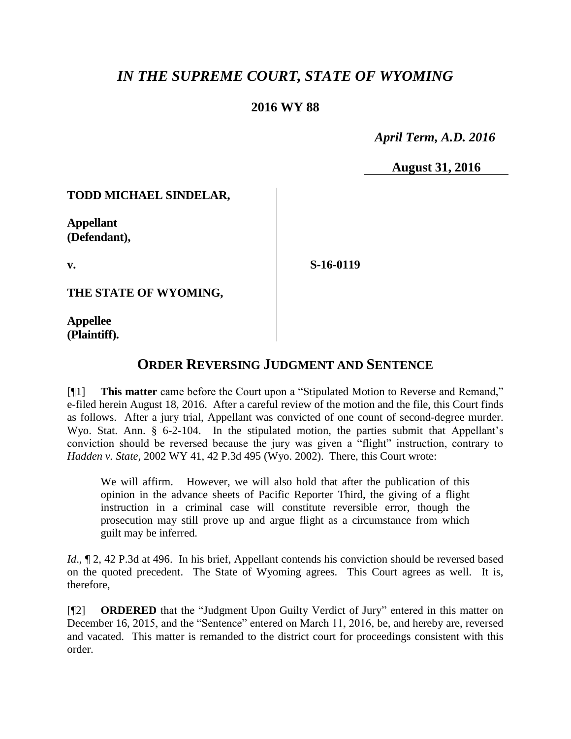# *IN THE SUPREME COURT, STATE OF WYOMING*

## 2016 WY 88

*April Term, A.D. 2016*

**August 31, 2016**

| | | |
|---|---|---|
| **TODD MICHAEL SINDELAR,**<br><br>**Appellant (Defendant),**<br><br>**v.**<br><br>**THE STATE OF WYOMING,**<br><br>**Appellee (Plaintiff).** | | **S-16-0119** |

## ORDER REVERSING JUDGMENT AND SENTENCE

[¶1] **This matter** came before the Court upon a "Stipulated Motion to Reverse and Remand," e-filed herein August 18, 2016. After a careful review of the motion and the file, this Court finds as follows. After a jury trial, Appellant was convicted of one count of second-degree murder. Wyo. Stat. Ann. § 6-2-104. In the stipulated motion, the parties submit that Appellant's conviction should be reversed because the jury was given a "flight" instruction, contrary to *Hadden v. State*, 2002 WY 41, 42 P.3d 495 (Wyo. 2002). There, this Court wrote:

> We will affirm. However, we will also hold that after the publication of this opinion in the advance sheets of Pacific Reporter Third, the giving of a flight instruction in a criminal case will constitute reversible error, though the prosecution may still prove up and argue flight as a circumstance from which guilt may be inferred.

*Id*., ¶ 2, 42 P.3d at 496. In his brief, Appellant contends his conviction should be reversed based on the quoted precedent. The State of Wyoming agrees. This Court agrees as well. It is, therefore,

[¶2] **ORDERED** that the "Judgment Upon Guilty Verdict of Jury" entered in this matter on December 16, 2015, and the "Sentence" entered on March 11, 2016, be, and hereby are, reversed and vacated. This matter is remanded to the district court for proceedings consistent with this order.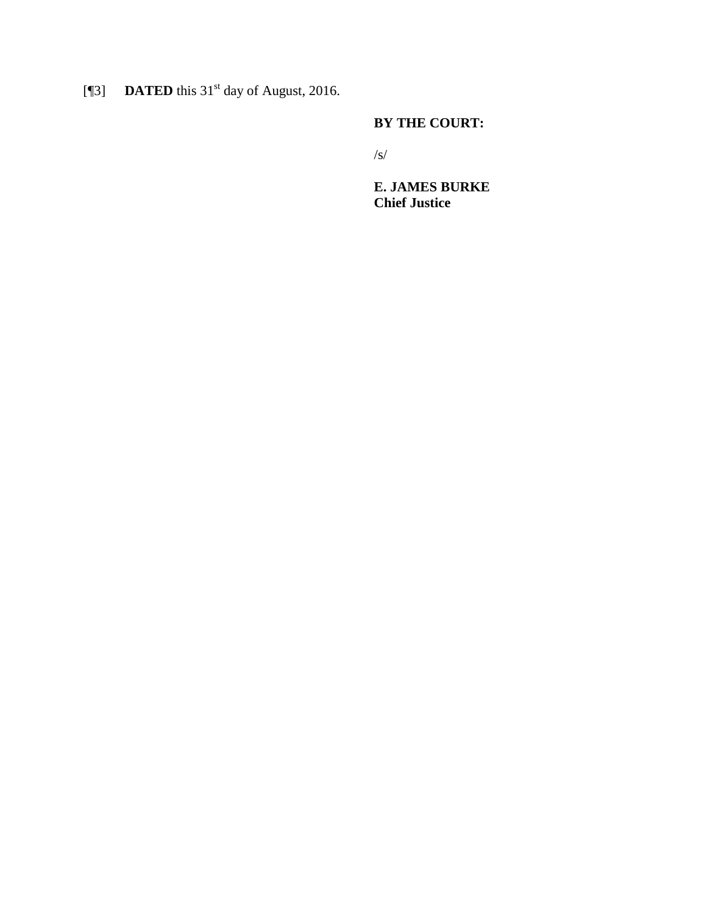[¶3] **DATED** this 31st day of August, 2016.

**BY THE COURT:**

/s/

**E. JAMES BURKE**
**Chief Justice**